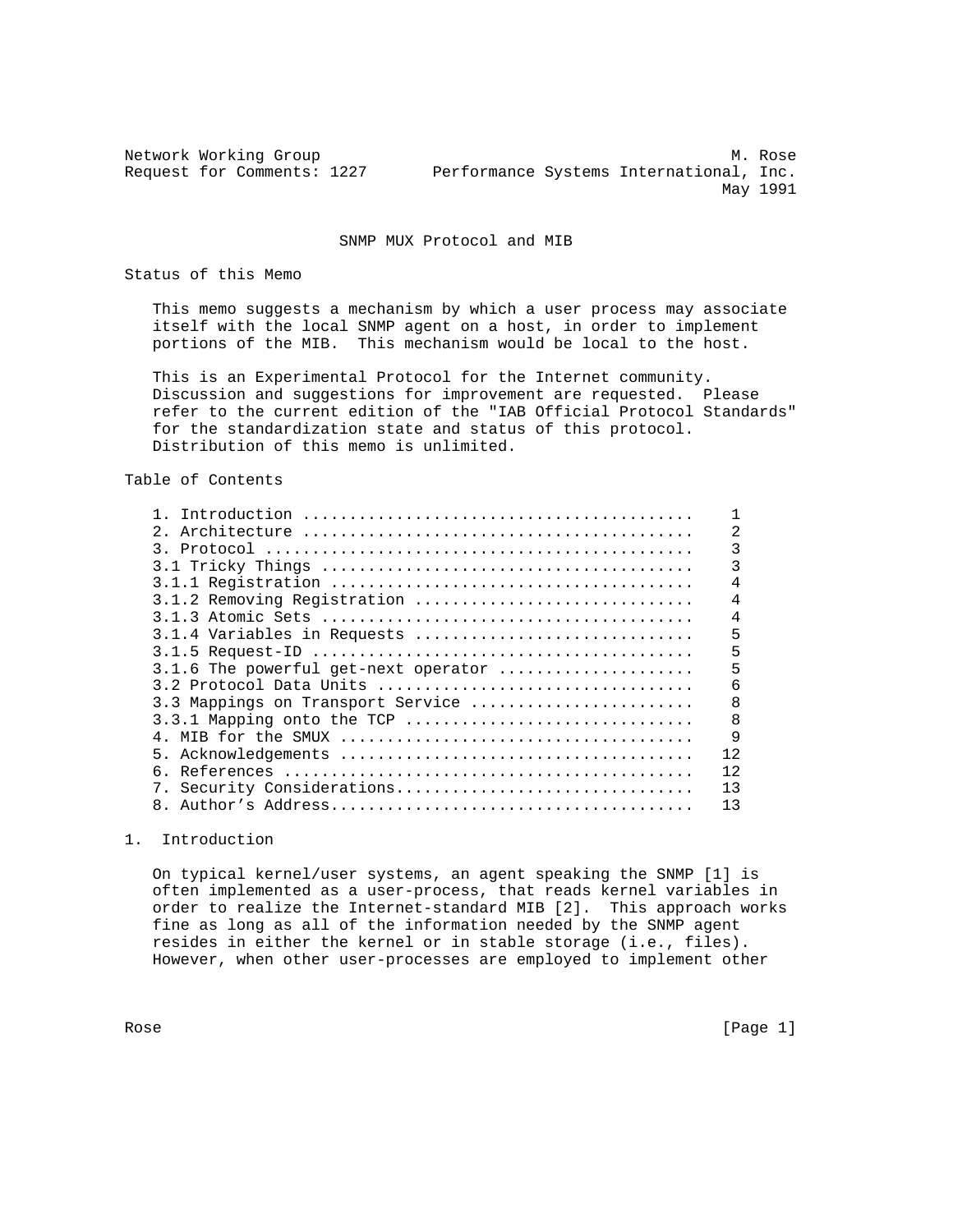Network Working Group M. Rose
Request for Comments: 1227 Performance Systems International, Inc.
May 1991

# SNMP MUX Protocol and MIB

## Status of this Memo

This memo suggests a mechanism by which a user process may associate itself with the local SNMP agent on a host, in order to implement portions of the MIB. This mechanism would be local to the host.

This is an Experimental Protocol for the Internet community. Discussion and suggestions for improvement are requested. Please refer to the current edition of the "IAB Official Protocol Standards" for the standardization state and status of this protocol. Distribution of this memo is unlimited.

## Table of Contents

| Section | Page |
|---|---|
| 1. Introduction | 1 |
| 2. Architecture | 2 |
| 3. Protocol | 3 |
| 3.1 Tricky Things | 3 |
| 3.1.1 Registration | 4 |
| 3.1.2 Removing Registration | 4 |
| 3.1.3 Atomic Sets | 4 |
| 3.1.4 Variables in Requests | 5 |
| 3.1.5 Request-ID | 5 |
| 3.1.6 The powerful get-next operator | 5 |
| 3.2 Protocol Data Units | 6 |
| 3.3 Mappings on Transport Service | 8 |
| 3.3.1 Mapping onto the TCP | 8 |
| 4. MIB for the SMUX | 9 |
| 5. Acknowledgements | 12 |
| 6. References | 12 |
| 7. Security Considerations | 13 |
| 8. Author's Address | 13 |

## 1. Introduction

On typical kernel/user systems, an agent speaking the SNMP [1] is often implemented as a user-process, that reads kernel variables in order to realize the Internet-standard MIB [2]. This approach works fine as long as all of the information needed by the SNMP agent resides in either the kernel or in stable storage (i.e., files). However, when other user-processes are employed to implement other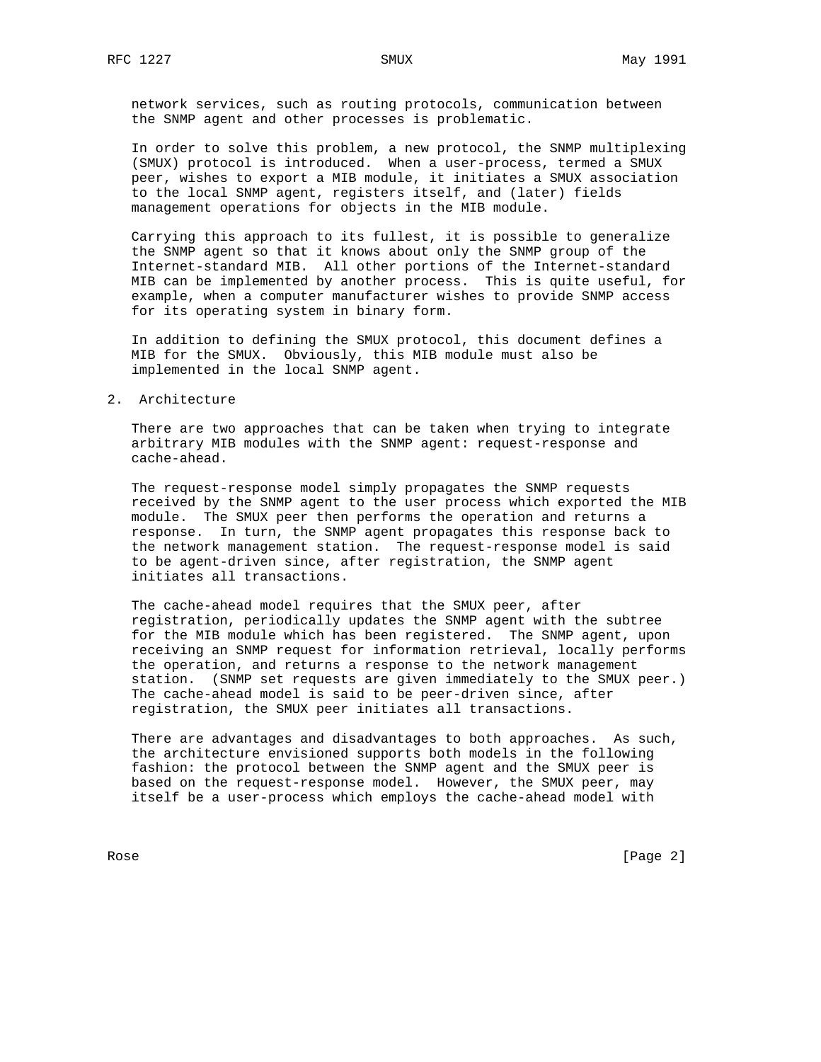network services, such as routing protocols, communication between the SNMP agent and other processes is problematic.

In order to solve this problem, a new protocol, the SNMP multiplexing (SMUX) protocol is introduced. When a user-process, termed a SMUX peer, wishes to export a MIB module, it initiates a SMUX association to the local SNMP agent, registers itself, and (later) fields management operations for objects in the MIB module.

Carrying this approach to its fullest, it is possible to generalize the SNMP agent so that it knows about only the SNMP group of the Internet-standard MIB. All other portions of the Internet-standard MIB can be implemented by another process. This is quite useful, for example, when a computer manufacturer wishes to provide SNMP access for its operating system in binary form.

In addition to defining the SMUX protocol, this document defines a MIB for the SMUX. Obviously, this MIB module must also be implemented in the local SNMP agent.

## 2. Architecture

There are two approaches that can be taken when trying to integrate arbitrary MIB modules with the SNMP agent: request-response and cache-ahead.

The request-response model simply propagates the SNMP requests received by the SNMP agent to the user process which exported the MIB module. The SMUX peer then performs the operation and returns a response. In turn, the SNMP agent propagates this response back to the network management station. The request-response model is said to be agent-driven since, after registration, the SNMP agent initiates all transactions.

The cache-ahead model requires that the SMUX peer, after registration, periodically updates the SNMP agent with the subtree for the MIB module which has been registered. The SNMP agent, upon receiving an SNMP request for information retrieval, locally performs the operation, and returns a response to the network management station. (SNMP set requests are given immediately to the SMUX peer.) The cache-ahead model is said to be peer-driven since, after registration, the SMUX peer initiates all transactions.

There are advantages and disadvantages to both approaches. As such, the architecture envisioned supports both models in the following fashion: the protocol between the SNMP agent and the SMUX peer is based on the request-response model. However, the SMUX peer, may itself be a user-process which employs the cache-ahead model with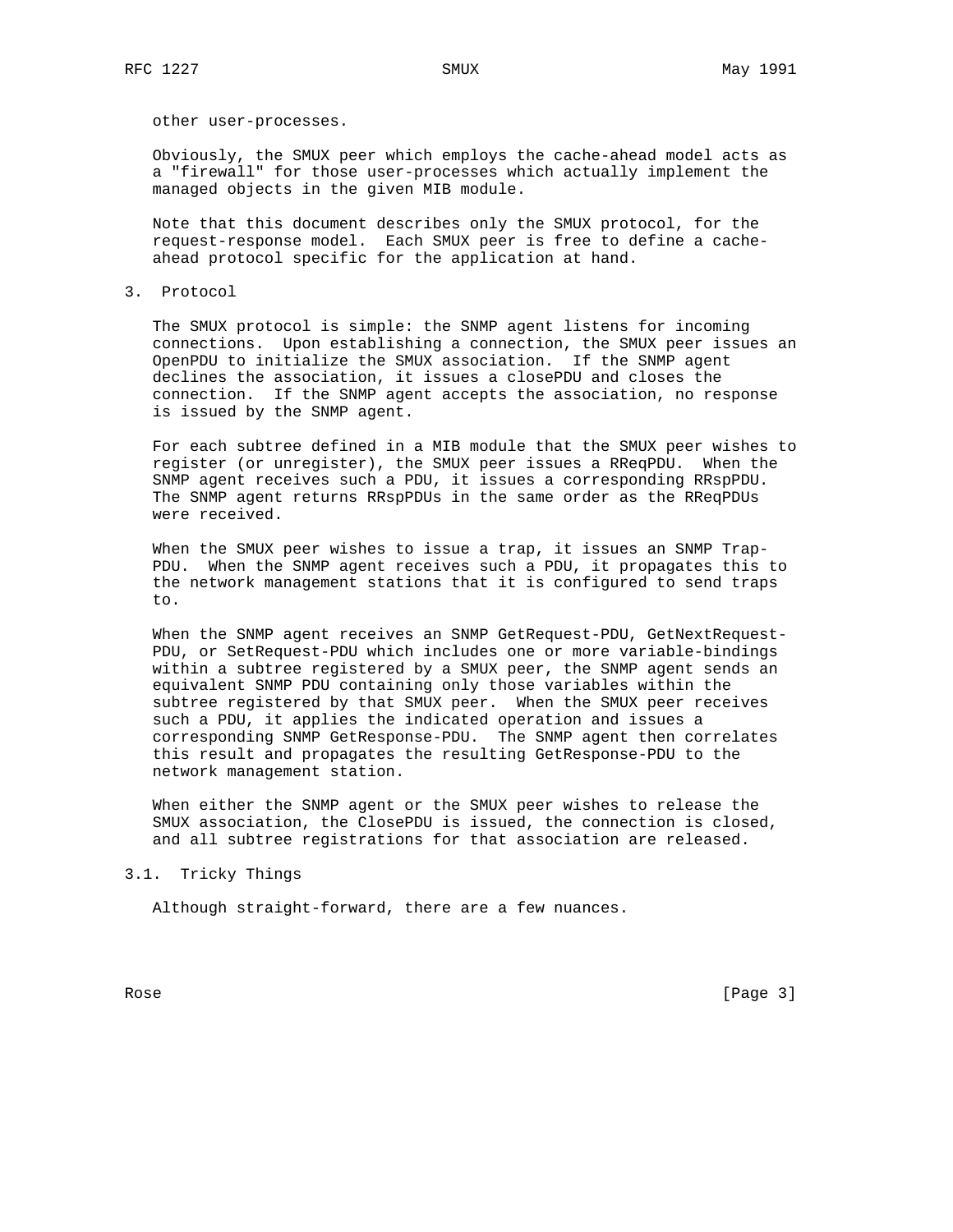other user-processes.

Obviously, the SMUX peer which employs the cache-ahead model acts as a "firewall" for those user-processes which actually implement the managed objects in the given MIB module.

Note that this document describes only the SMUX protocol, for the request-response model. Each SMUX peer is free to define a cache-ahead protocol specific for the application at hand.

## 3. Protocol

The SMUX protocol is simple: the SNMP agent listens for incoming connections. Upon establishing a connection, the SMUX peer issues an OpenPDU to initialize the SMUX association. If the SNMP agent declines the association, it issues a closePDU and closes the connection. If the SNMP agent accepts the association, no response is issued by the SNMP agent.

For each subtree defined in a MIB module that the SMUX peer wishes to register (or unregister), the SMUX peer issues a RReqPDU. When the SNMP agent receives such a PDU, it issues a corresponding RRspPDU. The SNMP agent returns RRspPDUs in the same order as the RReqPDUs were received.

When the SMUX peer wishes to issue a trap, it issues an SNMP Trap-PDU. When the SNMP agent receives such a PDU, it propagates this to the network management stations that it is configured to send traps to.

When the SNMP agent receives an SNMP GetRequest-PDU, GetNextRequest-PDU, or SetRequest-PDU which includes one or more variable-bindings within a subtree registered by a SMUX peer, the SNMP agent sends an equivalent SNMP PDU containing only those variables within the subtree registered by that SMUX peer. When the SMUX peer receives such a PDU, it applies the indicated operation and issues a corresponding SNMP GetResponse-PDU. The SNMP agent then correlates this result and propagates the resulting GetResponse-PDU to the network management station.

When either the SNMP agent or the SMUX peer wishes to release the SMUX association, the ClosePDU is issued, the connection is closed, and all subtree registrations for that association are released.

### 3.1. Tricky Things

Although straight-forward, there are a few nuances.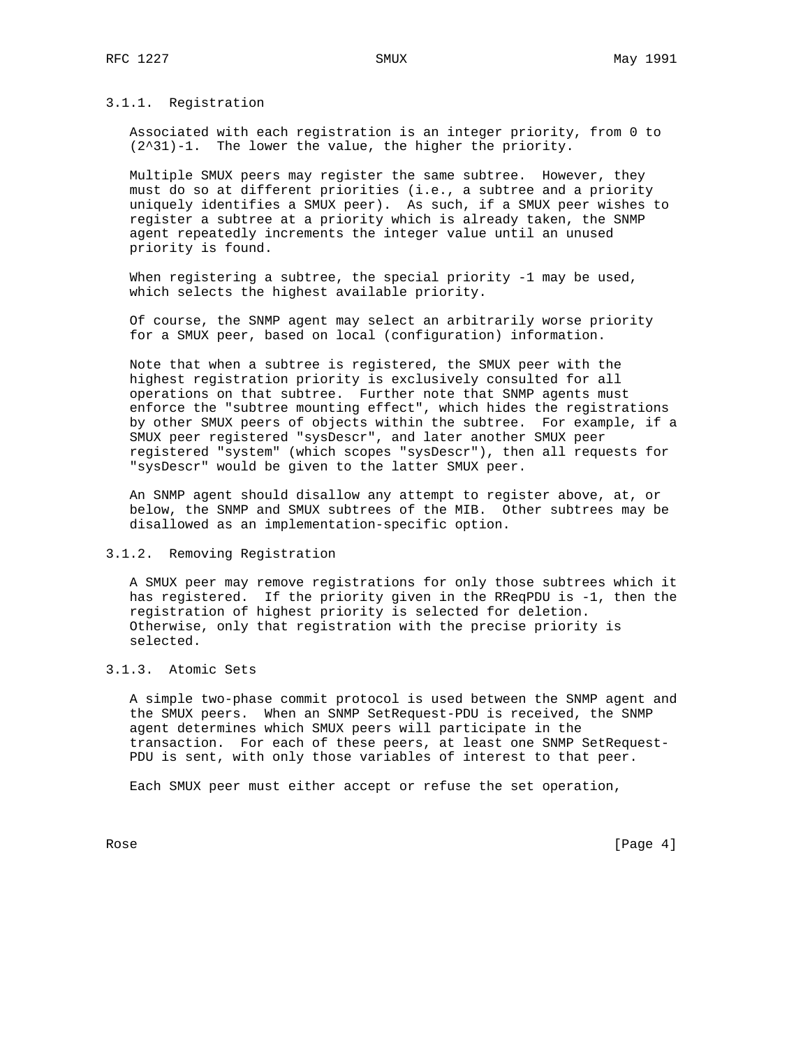### 3.1.1. Registration

Associated with each registration is an integer priority, from 0 to $(2^{31})-1$. The lower the value, the higher the priority.

Multiple SMUX peers may register the same subtree. However, they must do so at different priorities (i.e., a subtree and a priority uniquely identifies a SMUX peer). As such, if a SMUX peer wishes to register a subtree at a priority which is already taken, the SNMP agent repeatedly increments the integer value until an unused priority is found.

When registering a subtree, the special priority -1 may be used, which selects the highest available priority.

Of course, the SNMP agent may select an arbitrarily worse priority for a SMUX peer, based on local (configuration) information.

Note that when a subtree is registered, the SMUX peer with the highest registration priority is exclusively consulted for all operations on that subtree. Further note that SNMP agents must enforce the "subtree mounting effect", which hides the registrations by other SMUX peers of objects within the subtree. For example, if a SMUX peer registered "sysDescr", and later another SMUX peer registered "system" (which scopes "sysDescr"), then all requests for "sysDescr" would be given to the latter SMUX peer.

An SNMP agent should disallow any attempt to register above, at, or below, the SNMP and SMUX subtrees of the MIB. Other subtrees may be disallowed as an implementation-specific option.

### 3.1.2. Removing Registration

A SMUX peer may remove registrations for only those subtrees which it has registered. If the priority given in the RReqPDU is -1, then the registration of highest priority is selected for deletion. Otherwise, only that registration with the precise priority is selected.

### 3.1.3. Atomic Sets

A simple two-phase commit protocol is used between the SNMP agent and the SMUX peers. When an SNMP SetRequest-PDU is received, the SNMP agent determines which SMUX peers will participate in the transaction. For each of these peers, at least one SNMP SetRequest-PDU is sent, with only those variables of interest to that peer.

Each SMUX peer must either accept or refuse the set operation,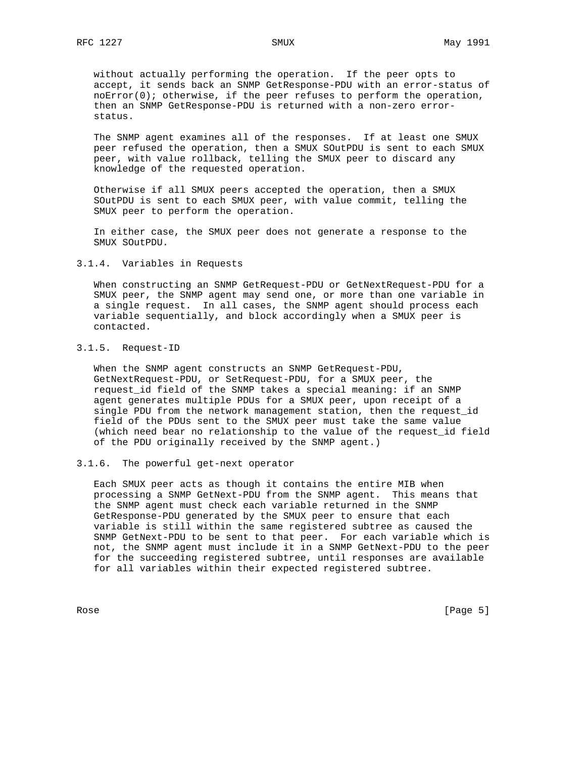without actually performing the operation. If the peer opts to accept, it sends back an SNMP GetResponse-PDU with an error-status of noError(0); otherwise, if the peer refuses to perform the operation, then an SNMP GetResponse-PDU is returned with a non-zero error-status.

The SNMP agent examines all of the responses. If at least one SMUX peer refused the operation, then a SMUX SOutPDU is sent to each SMUX peer, with value rollback, telling the SMUX peer to discard any knowledge of the requested operation.

Otherwise if all SMUX peers accepted the operation, then a SMUX SOutPDU is sent to each SMUX peer, with value commit, telling the SMUX peer to perform the operation.

In either case, the SMUX peer does not generate a response to the SMUX SOutPDU.

### 3.1.4. Variables in Requests

When constructing an SNMP GetRequest-PDU or GetNextRequest-PDU for a SMUX peer, the SNMP agent may send one, or more than one variable in a single request. In all cases, the SNMP agent should process each variable sequentially, and block accordingly when a SMUX peer is contacted.

### 3.1.5. Request-ID

When the SNMP agent constructs an SNMP GetRequest-PDU, GetNextRequest-PDU, or SetRequest-PDU, for a SMUX peer, the request_id field of the SNMP takes a special meaning: if an SNMP agent generates multiple PDUs for a SMUX peer, upon receipt of a single PDU from the network management station, then the request_id field of the PDUs sent to the SMUX peer must take the same value (which need bear no relationship to the value of the request_id field of the PDU originally received by the SNMP agent.)

### 3.1.6. The powerful get-next operator

Each SMUX peer acts as though it contains the entire MIB when processing a SNMP GetNext-PDU from the SNMP agent. This means that the SNMP agent must check each variable returned in the SNMP GetResponse-PDU generated by the SMUX peer to ensure that each variable is still within the same registered subtree as caused the SNMP GetNext-PDU to be sent to that peer. For each variable which is not, the SNMP agent must include it in a SNMP GetNext-PDU to the peer for the succeeding registered subtree, until responses are available for all variables within their expected registered subtree.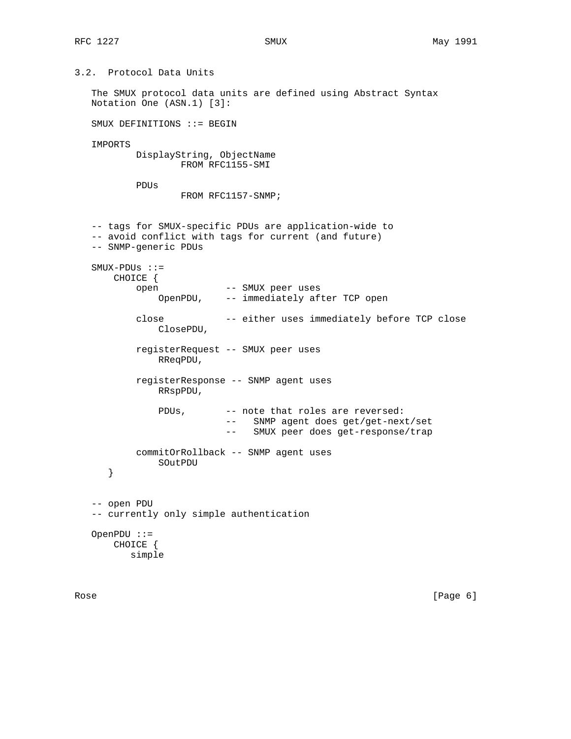### 3.2. Protocol Data Units

The SMUX protocol data units are defined using Abstract Syntax Notation One (ASN.1) [3]:

```
SMUX DEFINITIONS ::= BEGIN

IMPORTS
        DisplayString, ObjectName
                FROM RFC1155-SMI

        PDUs
                FROM RFC1157-SNMP;


-- tags for SMUX-specific PDUs are application-wide to
-- avoid conflict with tags for current (and future)
-- SNMP-generic PDUs

SMUX-PDUs ::=
    CHOICE {
        open            -- SMUX peer uses
            OpenPDU,    -- immediately after TCP open

        close           -- either uses immediately before TCP close
            ClosePDU,

        registerRequest -- SMUX peer uses
            RReqPDU,

        registerResponse -- SNMP agent uses
            RRspPDU,

            PDUs,       -- note that roles are reversed:
                        --   SNMP agent does get/get-next/set
                        --   SMUX peer does get-response/trap

        commitOrRollback -- SNMP agent uses
            SOutPDU
   }


-- open PDU
-- currently only simple authentication

OpenPDU ::=
    CHOICE {
       simple
```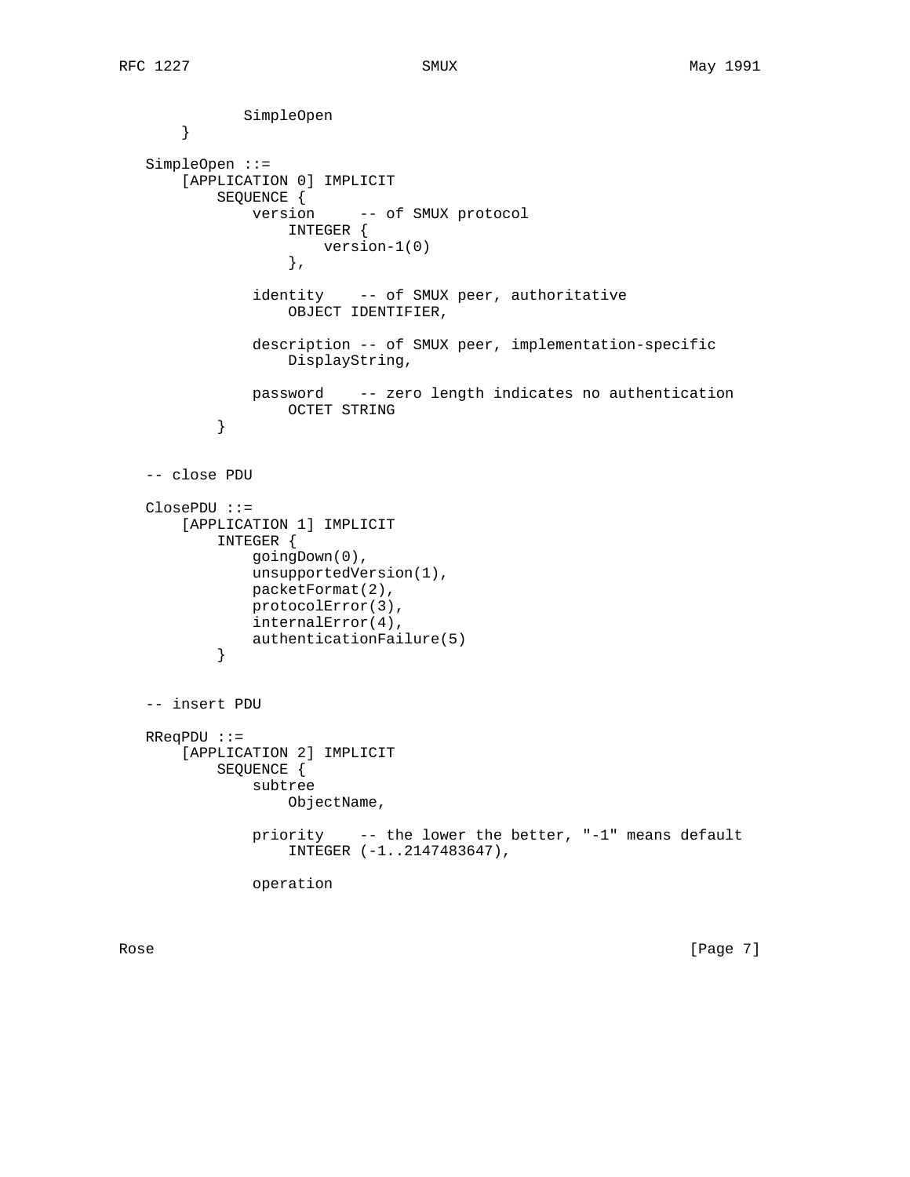```
            SimpleOpen
    }

SimpleOpen ::=
    [APPLICATION 0] IMPLICIT
        SEQUENCE {
            version     -- of SMUX protocol
                INTEGER {
                    version-1(0)
                },

            identity    -- of SMUX peer, authoritative
                OBJECT IDENTIFIER,

            description -- of SMUX peer, implementation-specific
                DisplayString,

            password    -- zero length indicates no authentication
                OCTET STRING
        }


-- close PDU

ClosePDU ::=
    [APPLICATION 1] IMPLICIT
        INTEGER {
            goingDown(0),
            unsupportedVersion(1),
            packetFormat(2),
            protocolError(3),
            internalError(4),
            authenticationFailure(5)
        }


-- insert PDU

RReqPDU ::=
    [APPLICATION 2] IMPLICIT
        SEQUENCE {
            subtree
                ObjectName,

            priority    -- the lower the better, "-1" means default
                INTEGER (-1..2147483647),

            operation
```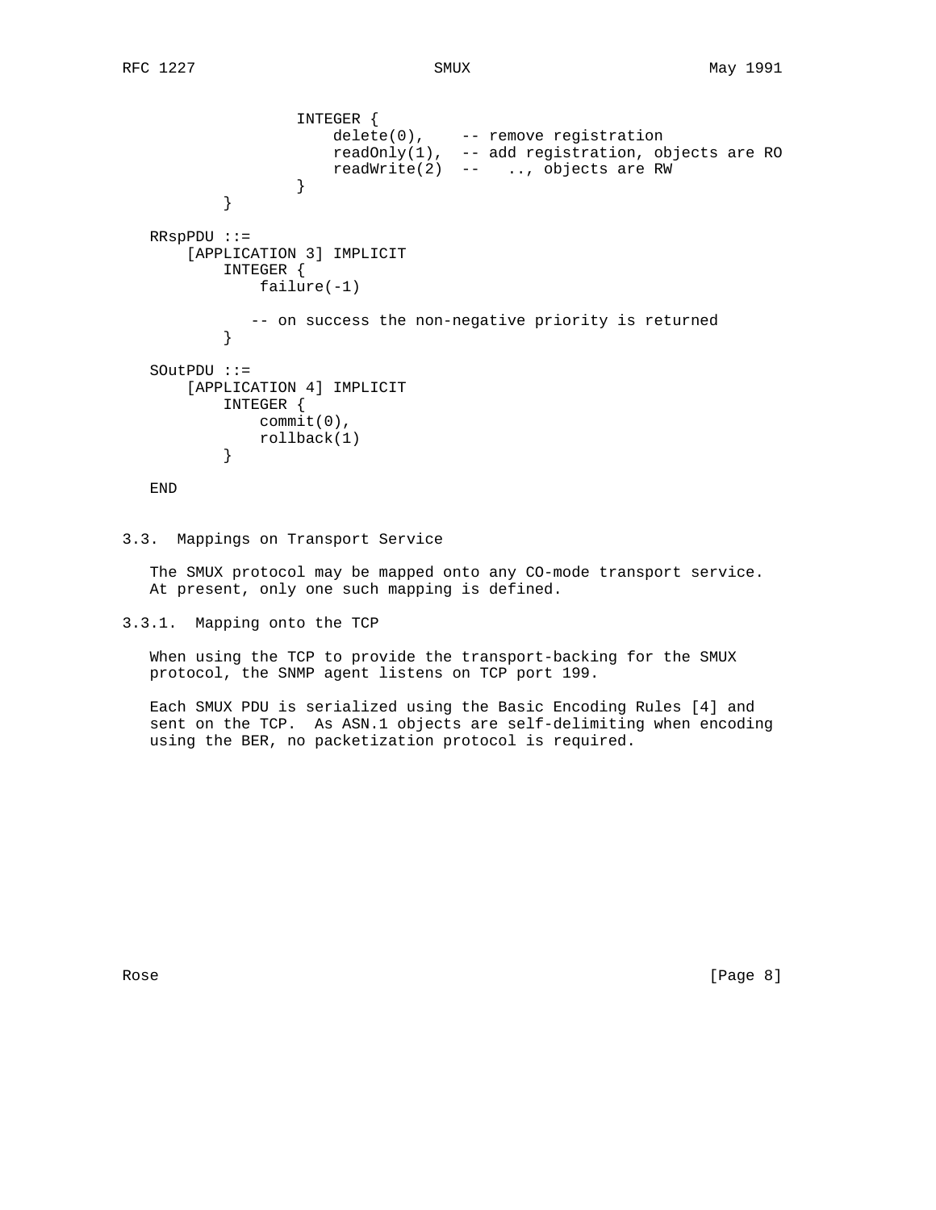```
                INTEGER {
                    delete(0),    -- remove registration
                    readOnly(1),  -- add registration, objects are RO
                    readWrite(2)  --   .., objects are RW
                }
        }

RRspPDU ::=
    [APPLICATION 3] IMPLICIT
        INTEGER {
            failure(-1)

           -- on success the non-negative priority is returned
        }

SOutPDU ::=
    [APPLICATION 4] IMPLICIT
        INTEGER {
            commit(0),
            rollback(1)
        }

END
```

### 3.3. Mappings on Transport Service

The SMUX protocol may be mapped onto any CO-mode transport service. At present, only one such mapping is defined.

#### 3.3.1. Mapping onto the TCP

When using the TCP to provide the transport-backing for the SMUX protocol, the SNMP agent listens on TCP port 199.

Each SMUX PDU is serialized using the Basic Encoding Rules [4] and sent on the TCP. As ASN.1 objects are self-delimiting when encoding using the BER, no packetization protocol is required.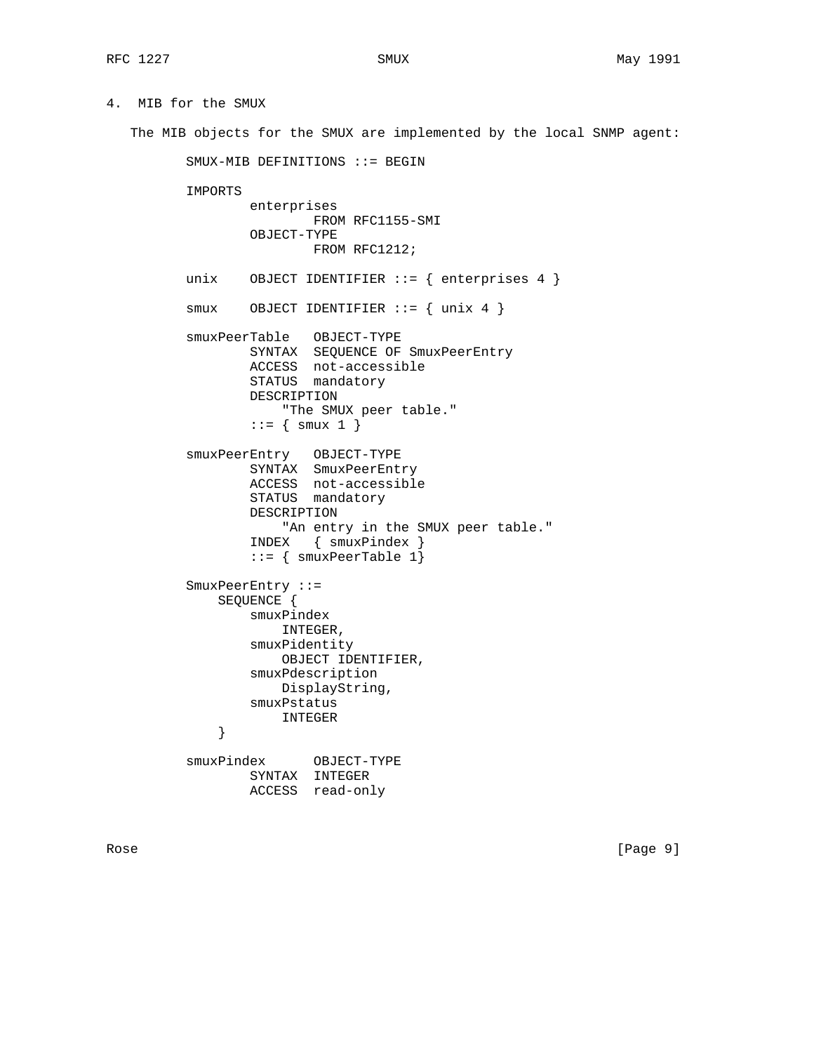## 4. MIB for the SMUX

The MIB objects for the SMUX are implemented by the local SNMP agent:

```
SMUX-MIB DEFINITIONS ::= BEGIN

IMPORTS
        enterprises
                FROM RFC1155-SMI
        OBJECT-TYPE
                FROM RFC1212;

unix    OBJECT IDENTIFIER ::= { enterprises 4 }

smux    OBJECT IDENTIFIER ::= { unix 4 }

smuxPeerTable   OBJECT-TYPE
        SYNTAX  SEQUENCE OF SmuxPeerEntry
        ACCESS  not-accessible
        STATUS  mandatory
        DESCRIPTION
            "The SMUX peer table."
        ::= { smux 1 }

smuxPeerEntry   OBJECT-TYPE
        SYNTAX  SmuxPeerEntry
        ACCESS  not-accessible
        STATUS  mandatory
        DESCRIPTION
            "An entry in the SMUX peer table."
        INDEX   { smuxPindex }
        ::= { smuxPeerTable 1}

SmuxPeerEntry ::=
    SEQUENCE {
        smuxPindex
            INTEGER,
        smuxPidentity
            OBJECT IDENTIFIER,
        smuxPdescription
            DisplayString,
        smuxPstatus
            INTEGER
    }

smuxPindex      OBJECT-TYPE
        SYNTAX  INTEGER
        ACCESS  read-only
```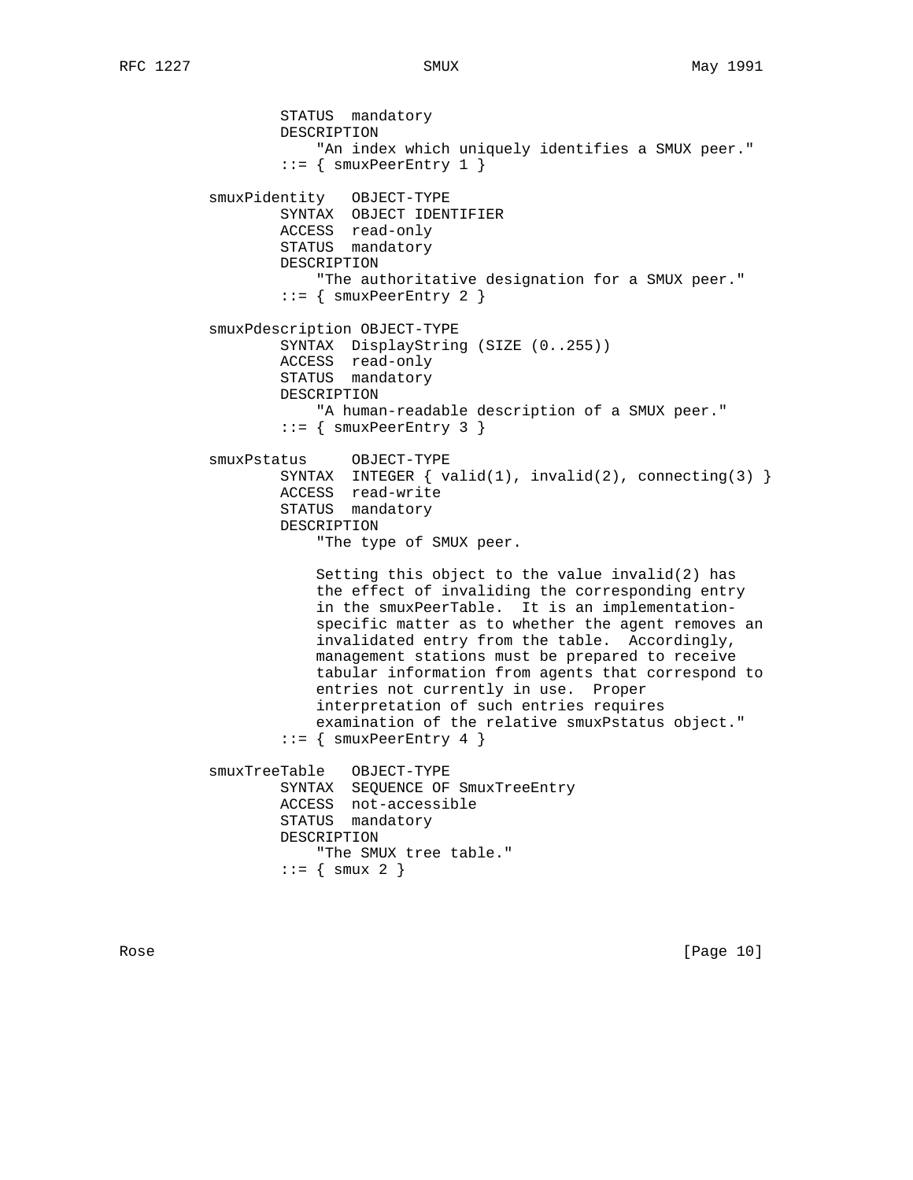```
                STATUS  mandatory
                DESCRIPTION
                    "An index which uniquely identifies a SMUX peer."
                ::= { smuxPeerEntry 1 }

        smuxPidentity   OBJECT-TYPE
                SYNTAX  OBJECT IDENTIFIER
                ACCESS  read-only
                STATUS  mandatory
                DESCRIPTION
                    "The authoritative designation for a SMUX peer."
                ::= { smuxPeerEntry 2 }

        smuxPdescription OBJECT-TYPE
                SYNTAX  DisplayString (SIZE (0..255))
                ACCESS  read-only
                STATUS  mandatory
                DESCRIPTION
                    "A human-readable description of a SMUX peer."
                ::= { smuxPeerEntry 3 }

        smuxPstatus     OBJECT-TYPE
                SYNTAX  INTEGER { valid(1), invalid(2), connecting(3) }
                ACCESS  read-write
                STATUS  mandatory
                DESCRIPTION
                    "The type of SMUX peer.

                    Setting this object to the value invalid(2) has
                    the effect of invaliding the corresponding entry
                    in the smuxPeerTable.  It is an implementation-
                    specific matter as to whether the agent removes an
                    invalidated entry from the table.  Accordingly,
                    management stations must be prepared to receive
                    tabular information from agents that correspond to
                    entries not currently in use.  Proper
                    interpretation of such entries requires
                    examination of the relative smuxPstatus object."
                ::= { smuxPeerEntry 4 }

        smuxTreeTable   OBJECT-TYPE
                SYNTAX  SEQUENCE OF SmuxTreeEntry
                ACCESS  not-accessible
                STATUS  mandatory
                DESCRIPTION
                    "The SMUX tree table."
                ::= { smux 2 }
```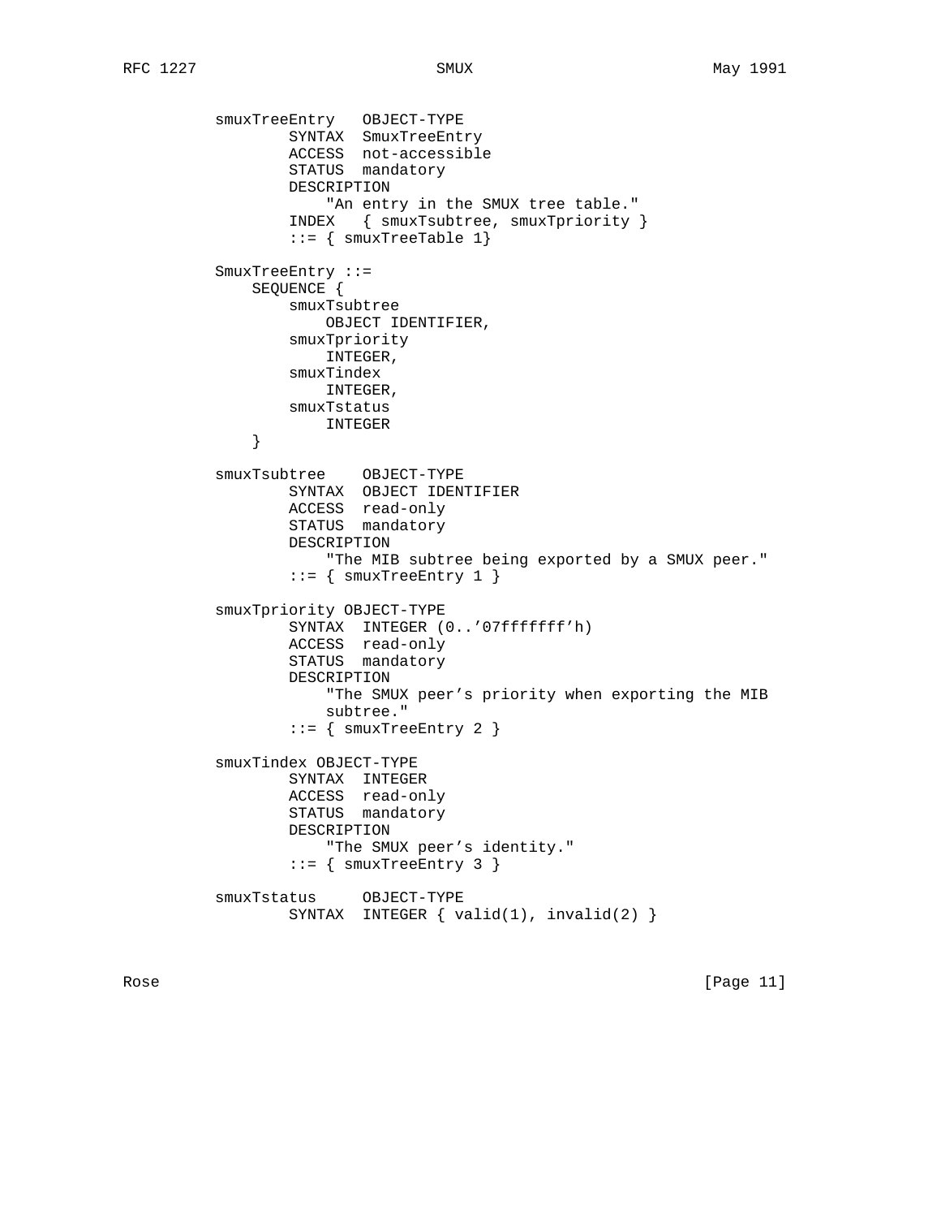```
smuxTreeEntry   OBJECT-TYPE
        SYNTAX  SmuxTreeEntry
        ACCESS  not-accessible
        STATUS  mandatory
        DESCRIPTION
            "An entry in the SMUX tree table."
        INDEX   { smuxTsubtree, smuxTpriority }
        ::= { smuxTreeTable 1}

SmuxTreeEntry ::=
    SEQUENCE {
        smuxTsubtree
            OBJECT IDENTIFIER,
        smuxTpriority
            INTEGER,
        smuxTindex
            INTEGER,
        smuxTstatus
            INTEGER
    }

smuxTsubtree    OBJECT-TYPE
        SYNTAX  OBJECT IDENTIFIER
        ACCESS  read-only
        STATUS  mandatory
        DESCRIPTION
            "The MIB subtree being exported by a SMUX peer."
        ::= { smuxTreeEntry 1 }

smuxTpriority OBJECT-TYPE
        SYNTAX  INTEGER (0..'07fffffff'h)
        ACCESS  read-only
        STATUS  mandatory
        DESCRIPTION
            "The SMUX peer's priority when exporting the MIB
            subtree."
        ::= { smuxTreeEntry 2 }

smuxTindex OBJECT-TYPE
        SYNTAX  INTEGER
        ACCESS  read-only
        STATUS  mandatory
        DESCRIPTION
            "The SMUX peer's identity."
        ::= { smuxTreeEntry 3 }

smuxTstatus     OBJECT-TYPE
        SYNTAX  INTEGER { valid(1), invalid(2) }
```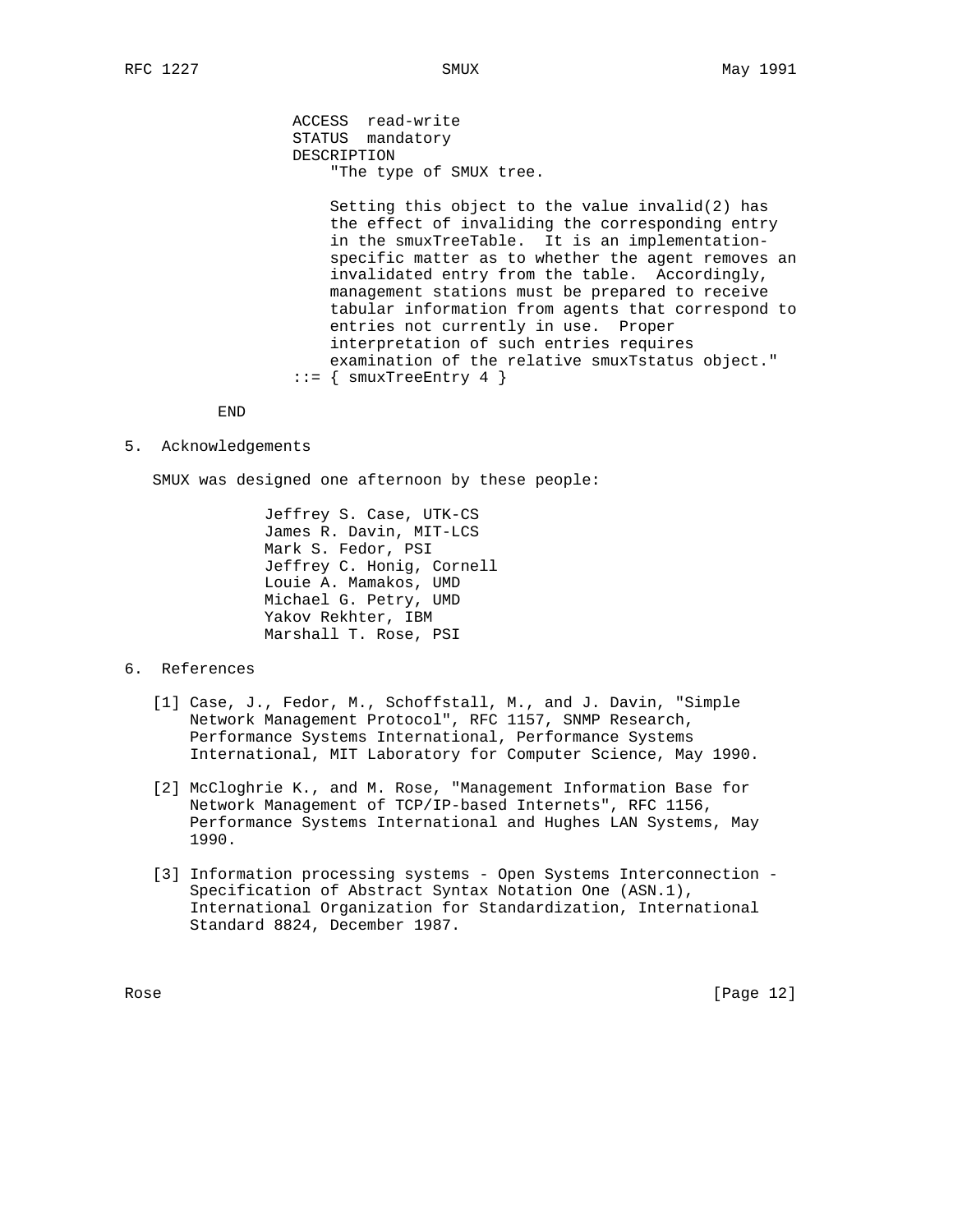```
                ACCESS  read-write
                STATUS  mandatory
                DESCRIPTION
                    "The type of SMUX tree.

                    Setting this object to the value invalid(2) has
                    the effect of invaliding the corresponding entry
                    in the smuxTreeTable.  It is an implementation-
                    specific matter as to whether the agent removes an
                    invalidated entry from the table.  Accordingly,
                    management stations must be prepared to receive
                    tabular information from agents that correspond to
                    entries not currently in use.  Proper
                    interpretation of such entries requires
                    examination of the relative smuxTstatus object."
                ::= { smuxTreeEntry 4 }

        END
```

## 5. Acknowledgements

SMUX was designed one afternoon by these people:

Jeffrey S. Case, UTK-CS
James R. Davin, MIT-LCS
Mark S. Fedor, PSI
Jeffrey C. Honig, Cornell
Louie A. Mamakos, UMD
Michael G. Petry, UMD
Yakov Rekhter, IBM
Marshall T. Rose, PSI

## 6. References

[1] Case, J., Fedor, M., Schoffstall, M., and J. Davin, "Simple Network Management Protocol", RFC 1157, SNMP Research, Performance Systems International, Performance Systems International, MIT Laboratory for Computer Science, May 1990.

[2] McCloghrie K., and M. Rose, "Management Information Base for Network Management of TCP/IP-based Internets", RFC 1156, Performance Systems International and Hughes LAN Systems, May 1990.

[3] Information processing systems - Open Systems Interconnection - Specification of Abstract Syntax Notation One (ASN.1), International Organization for Standardization, International Standard 8824, December 1987.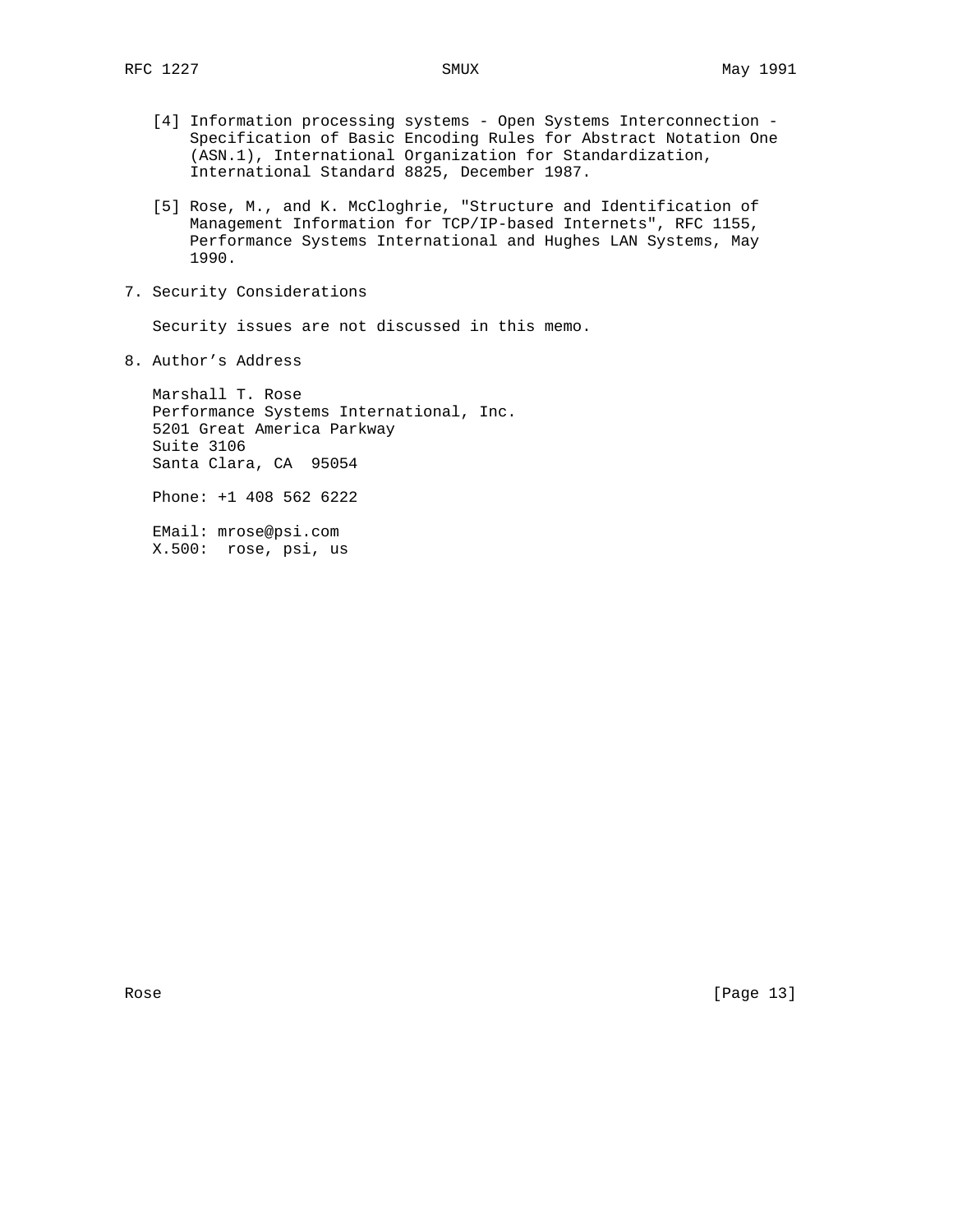[4] Information processing systems - Open Systems Interconnection - Specification of Basic Encoding Rules for Abstract Notation One (ASN.1), International Organization for Standardization, International Standard 8825, December 1987.

[5] Rose, M., and K. McCloghrie, "Structure and Identification of Management Information for TCP/IP-based Internets", RFC 1155, Performance Systems International and Hughes LAN Systems, May 1990.

## 7. Security Considerations

Security issues are not discussed in this memo.

## 8. Author's Address

Marshall T. Rose
Performance Systems International, Inc.
5201 Great America Parkway
Suite 3106
Santa Clara, CA  95054

Phone: +1 408 562 6222

EMail: mrose@psi.com
X.500:  rose, psi, us